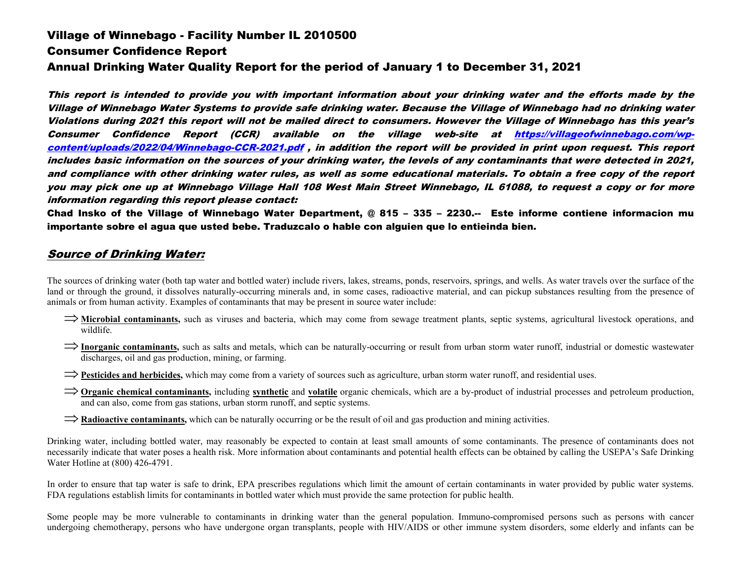# Village of Winnebago - Facility Number IL 2010500

# Consumer Confidence Report

# Annual Drinking Water Quality Report for the period of January 1 to December 31, 2021

***This report is intended to provide you with important information about your drinking water and the efforts made by the Village of Winnebago Water Systems to provide safe drinking water. Because the Village of Winnebago had no drinking water Violations during 2021 this report will not be mailed direct to consumers. However the Village of Winnebago has this year's Consumer Confidence Report (CCR) available on the village web-site at [https://villageofwinnebago.com/wp-content/uploads/2022/04/Winnebago-CCR-2021.pdf](https://villageofwinnebago.com/wp-content/uploads/2022/04/Winnebago-CCR-2021.pdf) , in addition the report will be provided in print upon request. This report includes basic information on the sources of your drinking water, the levels of any contaminants that were detected in 2021, and compliance with other drinking water rules, as well as some educational materials. To obtain a free copy of the report you may pick one up at Winnebago Village Hall 108 West Main Street Winnebago, IL 61088, to request a copy or for more information regarding this report please contact:***

**Chad Insko of the Village of Winnebago Water Department, @ 815 – 335 – 2230.-- Este informe contiene informacion mu importante sobre el agua que usted bebe. Traduzcalo o hable con alguien que lo entieinda bien.**

## *Source of Drinking Water:*

The sources of drinking water (both tap water and bottled water) include rivers, lakes, streams, ponds, reservoirs, springs, and wells. As water travels over the surface of the land or through the ground, it dissolves naturally-occurring minerals and, in some cases, radioactive material, and can pickup substances resulting from the presence of animals or from human activity. Examples of contaminants that may be present in source water include:

- ⇒ **Microbial contaminants,** such as viruses and bacteria, which may come from sewage treatment plants, septic systems, agricultural livestock operations, and wildlife.
- ⇒ **Inorganic contaminants,** such as salts and metals, which can be naturally-occurring or result from urban storm water runoff, industrial or domestic wastewater discharges, oil and gas production, mining, or farming.
- ⇒ **Pesticides and herbicides,** which may come from a variety of sources such as agriculture, urban storm water runoff, and residential uses.
- ⇒ **Organic chemical contaminants,** including **synthetic** and **volatile** organic chemicals, which are a by-product of industrial processes and petroleum production, and can also, come from gas stations, urban storm runoff, and septic systems.
- ⇒ **Radioactive contaminants,** which can be naturally occurring or be the result of oil and gas production and mining activities.

Drinking water, including bottled water, may reasonably be expected to contain at least small amounts of some contaminants. The presence of contaminants does not necessarily indicate that water poses a health risk. More information about contaminants and potential health effects can be obtained by calling the USEPA's Safe Drinking Water Hotline at (800) 426-4791.

In order to ensure that tap water is safe to drink, EPA prescribes regulations which limit the amount of certain contaminants in water provided by public water systems. FDA regulations establish limits for contaminants in bottled water which must provide the same protection for public health.

Some people may be more vulnerable to contaminants in drinking water than the general population. Immuno-compromised persons such as persons with cancer undergoing chemotherapy, persons who have undergone organ transplants, people with HIV/AIDS or other immune system disorders, some elderly and infants can be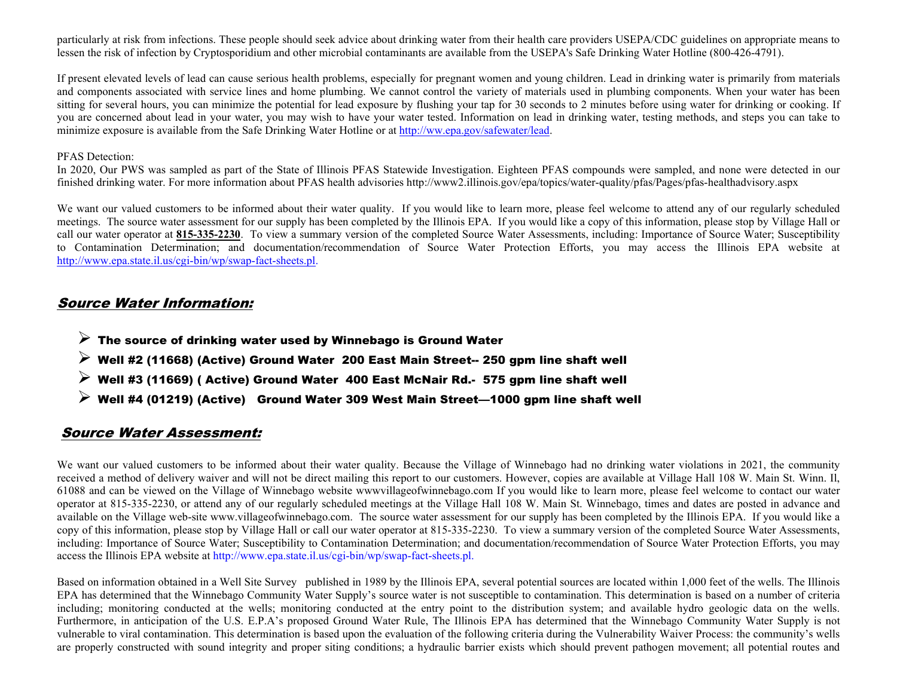particularly at risk from infections. These people should seek advice about drinking water from their health care providers USEPA/CDC guidelines on appropriate means to lessen the risk of infection by Cryptosporidium and other microbial contaminants are available from the USEPA's Safe Drinking Water Hotline (800-426-4791).

If present elevated levels of lead can cause serious health problems, especially for pregnant women and young children. Lead in drinking water is primarily from materials and components associated with service lines and home plumbing. We cannot control the variety of materials used in plumbing components. When your water has been sitting for several hours, you can minimize the potential for lead exposure by flushing your tap for 30 seconds to 2 minutes before using water for drinking or cooking. If you are concerned about lead in your water, you may wish to have your water tested. Information on lead in drinking water, testing methods, and steps you can take to minimize exposure is available from the Safe Drinking Water Hotline or at http://ww.epa.gov/safewater/lead.

PFAS Detection:
In 2020, Our PWS was sampled as part of the State of Illinois PFAS Statewide Investigation. Eighteen PFAS compounds were sampled, and none were detected in our finished drinking water. For more information about PFAS health advisories http://www2.illinois.gov/epa/topics/water-quality/pfas/Pages/pfas-healthadvisory.aspx

We want our valued customers to be informed about their water quality. If you would like to learn more, please feel welcome to attend any of our regularly scheduled meetings. The source water assessment for our supply has been completed by the Illinois EPA. If you would like a copy of this information, please stop by Village Hall or call our water operator at **815-335-2230**. To view a summary version of the completed Source Water Assessments, including: Importance of Source Water; Susceptibility to Contamination Determination; and documentation/recommendation of Source Water Protection Efforts, you may access the Illinois EPA website at http://www.epa.state.il.us/cgi-bin/wp/swap-fact-sheets.pl.

## *Source Water Information:*

- **The source of drinking water used by Winnebago is Ground Water**
- **Well #2 (11668) (Active) Ground Water 200 East Main Street-- 250 gpm line shaft well**
- **Well #3 (11669) ( Active) Ground Water 400 East McNair Rd.- 575 gpm line shaft well**
- **Well #4 (01219) (Active) Ground Water 309 West Main Street—1000 gpm line shaft well**

## *Source Water Assessment:*

We want our valued customers to be informed about their water quality. Because the Village of Winnebago had no drinking water violations in 2021, the community received a method of delivery waiver and will not be direct mailing this report to our customers. However, copies are available at Village Hall 108 W. Main St. Winn. Il, 61088 and can be viewed on the Village of Winnebago website wwwvillageofwinnebago.com If you would like to learn more, please feel welcome to contact our water operator at 815-335-2230, or attend any of our regularly scheduled meetings at the Village Hall 108 W. Main St. Winnebago, times and dates are posted in advance and available on the Village web-site www.villageofwinnebago.com. The source water assessment for our supply has been completed by the Illinois EPA. If you would like a copy of this information, please stop by Village Hall or call our water operator at 815-335-2230. To view a summary version of the completed Source Water Assessments, including: Importance of Source Water; Susceptibility to Contamination Determination; and documentation/recommendation of Source Water Protection Efforts, you may access the Illinois EPA website at http://www.epa.state.il.us/cgi-bin/wp/swap-fact-sheets.pl.

Based on information obtained in a Well Site Survey published in 1989 by the Illinois EPA, several potential sources are located within 1,000 feet of the wells. The Illinois EPA has determined that the Winnebago Community Water Supply's source water is not susceptible to contamination. This determination is based on a number of criteria including; monitoring conducted at the wells; monitoring conducted at the entry point to the distribution system; and available hydro geologic data on the wells. Furthermore, in anticipation of the U.S. E.P.A's proposed Ground Water Rule, The Illinois EPA has determined that the Winnebago Community Water Supply is not vulnerable to viral contamination. This determination is based upon the evaluation of the following criteria during the Vulnerability Waiver Process: the community's wells are properly constructed with sound integrity and proper siting conditions; a hydraulic barrier exists which should prevent pathogen movement; all potential routes and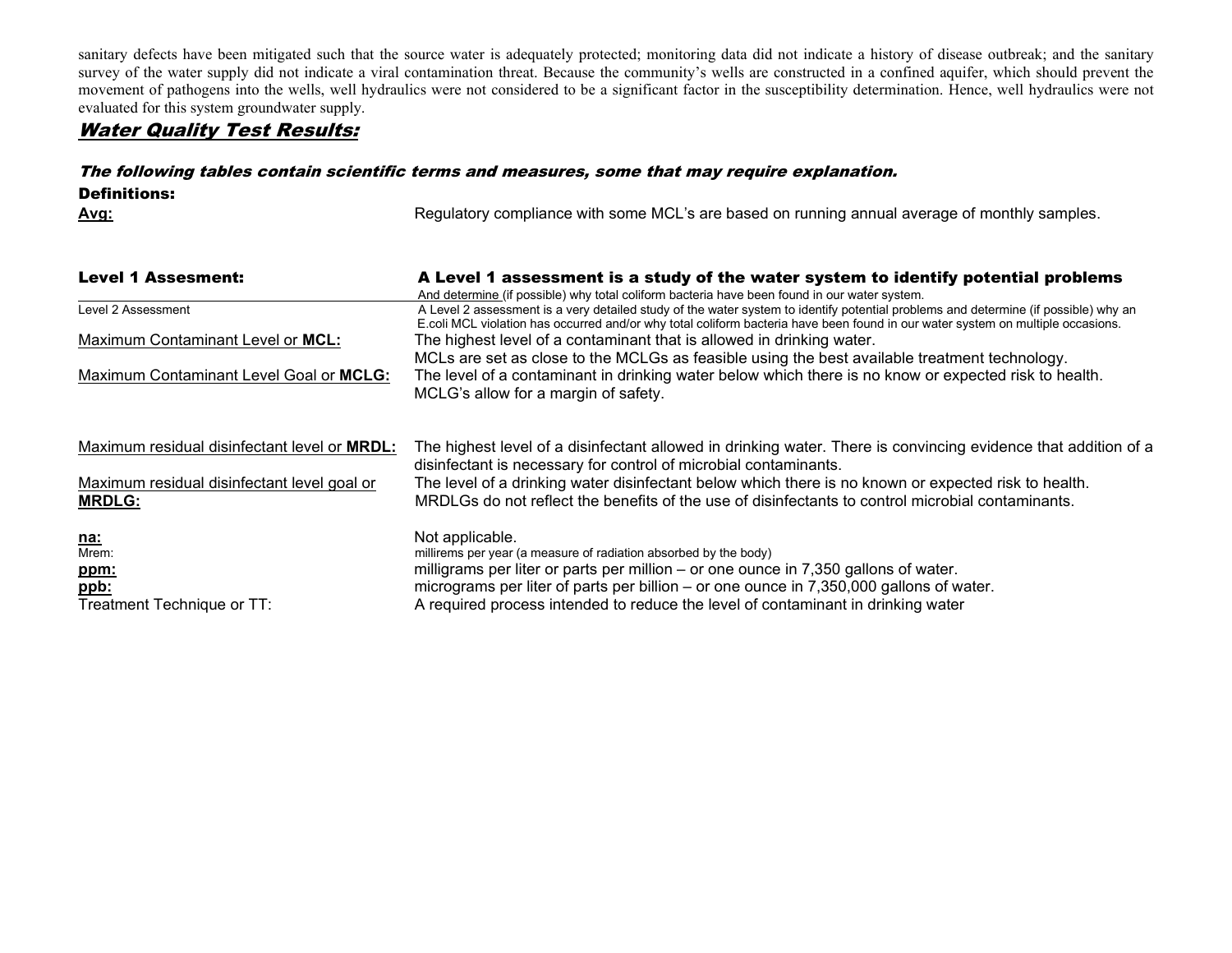sanitary defects have been mitigated such that the source water is adequately protected; monitoring data did not indicate a history of disease outbreak; and the sanitary survey of the water supply did not indicate a viral contamination threat. Because the community's wells are constructed in a confined aquifer, which should prevent the movement of pathogens into the wells, well hydraulics were not considered to be a significant factor in the susceptibility determination. Hence, well hydraulics were not evaluated for this system groundwater supply.

## ***Water Quality Test Results:***

***The following tables contain scientific terms and measures, some that may require explanation.***

**Definitions:**

| Term | Definition |
|---|---|
| **Avg:** | Regulatory compliance with some MCL's are based on running annual average of monthly samples. |
| **Level 1 Assesment:** | **A Level 1 assessment is a study of the water system to identify potential problems** And determine (if possible) why total coliform bacteria have been found in our water system. |
| Level 2 Assessment | A Level 2 assessment is a very detailed study of the water system to identify potential problems and determine (if possible) why an E.coli MCL violation has occurred and/or why total coliform bacteria have been found in our water system on multiple occasions. |
| Maximum Contaminant Level or **MCL:** | The highest level of a contaminant that is allowed in drinking water. MCLs are set as close to the MCLGs as feasible using the best available treatment technology. |
| Maximum Contaminant Level Goal or **MCLG:** | The level of a contaminant in drinking water below which there is no know or expected risk to health. MCLG's allow for a margin of safety. |
| Maximum residual disinfectant level or **MRDL:** | The highest level of a disinfectant allowed in drinking water. There is convincing evidence that addition of a disinfectant is necessary for control of microbial contaminants. |
| Maximum residual disinfectant level goal or **MRDLG:** | The level of a drinking water disinfectant below which there is no known or expected risk to health. MRDLGs do not reflect the benefits of the use of disinfectants to control microbial contaminants. |
| **na:** | Not applicable. |
| Mrem: | millirems per year (a measure of radiation absorbed by the body) |
| **ppm:** | milligrams per liter or parts per million – or one ounce in 7,350 gallons of water. |
| **ppb:** | micrograms per liter of parts per billion – or one ounce in 7,350,000 gallons of water. |
| Treatment Technique or TT: | A required process intended to reduce the level of contaminant in drinking water |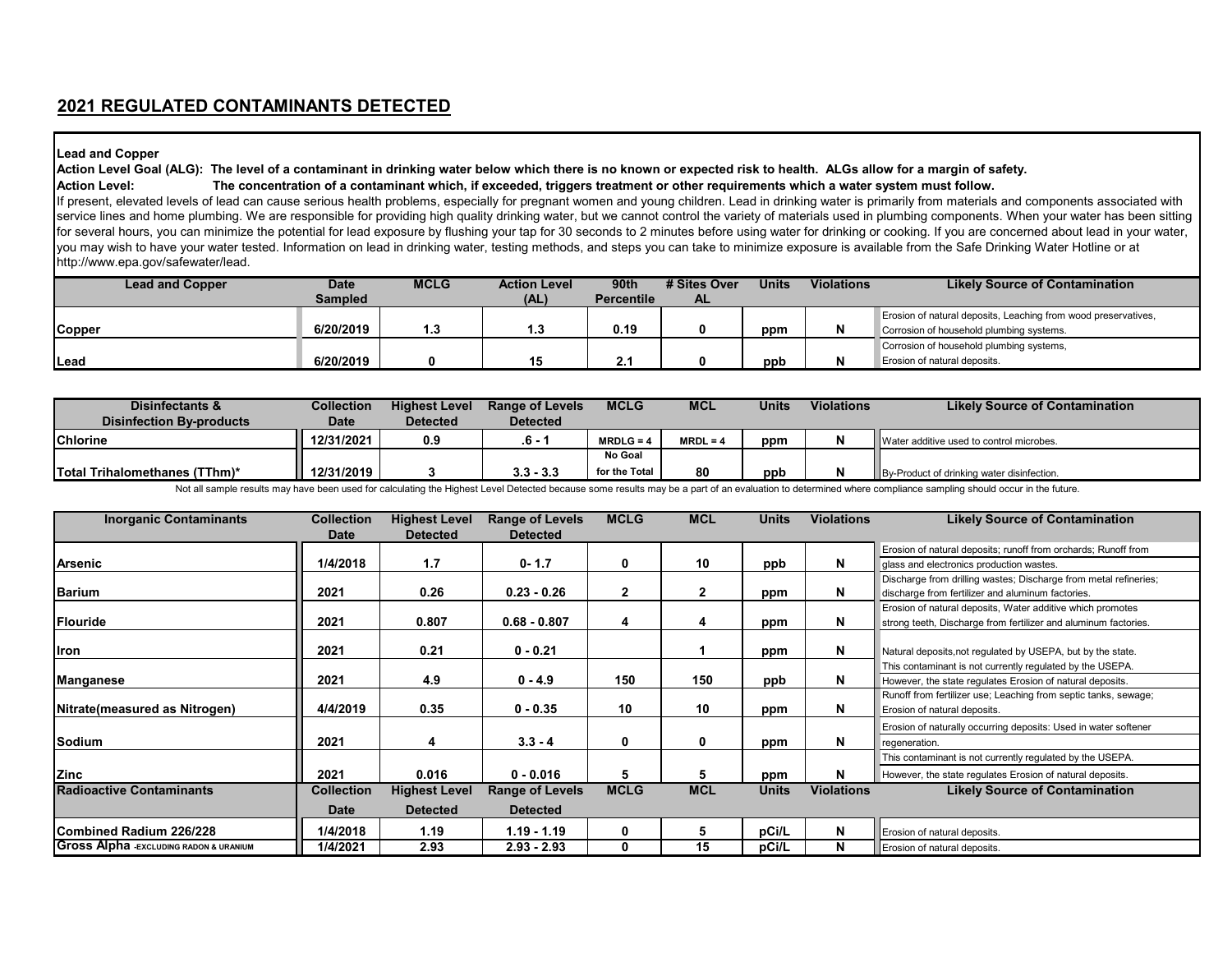## 2021 REGULATED CONTAMINANTS DETECTED

**Lead and Copper**

**Action Level Goal (ALG): The level of a contaminant in drinking water below which there is no known or expected risk to health. ALGs allow for a margin of safety.**

**Action Level: The concentration of a contaminant which, if exceeded, triggers treatment or other requirements which a water system must follow.**

If present, elevated levels of lead can cause serious health problems, especially for pregnant women and young children. Lead in drinking water is primarily from materials and components associated with service lines and home plumbing. We are responsible for providing high quality drinking water, but we cannot control the variety of materials used in plumbing components. When your water has been sitting for several hours, you can minimize the potential for lead exposure by flushing your tap for 30 seconds to 2 minutes before using water for drinking or cooking. If you are concerned about lead in your water, you may wish to have your water tested. Information on lead in drinking water, testing methods, and steps you can take to minimize exposure is available from the Safe Drinking Water Hotline or at http://www.epa.gov/safewater/lead.

| Lead and Copper | Date Sampled | MCLG | Action Level (AL) | 90th Percentile | # Sites Over AL | Units | Violations | Likely Source of Contamination |
|---|---|---|---|---|---|---|---|---|
| Copper | 6/20/2019 | 1.3 | 1.3 | 0.19 | 0 | ppm | N | Erosion of natural deposits, Leaching from wood preservatives, Corrosion of household plumbing systems. |
| Lead | 6/20/2019 | 0 | 15 | 2.1 | 0 | ppb | N | Corrosion of household plumbing systems, Erosion of natural deposits. |

| Disinfectants & Disinfection By-products | Collection Date | Highest Level Detected | Range of Levels Detected | MCLG | MCL | Units | Violations | Likely Source of Contamination |
|---|---|---|---|---|---|---|---|---|
| Chlorine | 12/31/2021 | 0.9 | .6 - 1 | MRDLG = 4 | MRDL = 4 | ppm | N | Water additive used to control microbes. |
| Total Trihalomethanes (TThm)* | 12/31/2019 | 3 | 3.3 - 3.3 | No Goal for the Total | 80 | ppb | N | By-Product of drinking water disinfection. |

Not all sample results may have been used for calculating the Highest Level Detected because some results may be a part of an evaluation to determined where compliance sampling should occur in the future.

| Inorganic Contaminants | Collection Date | Highest Level Detected | Range of Levels Detected | MCLG | MCL | Units | Violations | Likely Source of Contamination |
|---|---|---|---|---|---|---|---|---|
| Arsenic | 1/4/2018 | 1.7 | 0- 1.7 | 0 | 10 | ppb | N | Erosion of natural deposits; runoff from orchards; Runoff from glass and electronics production wastes. |
| Barium | 2021 | 0.26 | 0.23 - 0.26 | 2 | 2 | ppm | N | Discharge from drilling wastes; Discharge from metal refineries; discharge from fertilizer and aluminum factories. |
| Flouride | 2021 | 0.807 | 0.68 - 0.807 | 4 | 4 | ppm | N | Erosion of natural deposits, Water additive which promotes strong teeth, Discharge from fertilizer and aluminum factories. |
| Iron | 2021 | 0.21 | 0 - 0.21 | | 1 | ppm | N | Natural deposits,not regulated by USEPA, but by the state. |
| Manganese | 2021 | 4.9 | 0 - 4.9 | 150 | 150 | ppb | N | This contaminant is not currently regulated by the USEPA. However, the state regulates Erosion of natural deposits. |
| Nitrate(measured as Nitrogen) | 4/4/2019 | 0.35 | 0 - 0.35 | 10 | 10 | ppm | N | Runoff from fertilizer use; Leaching from septic tanks, sewage; Erosion of natural deposits. |
| Sodium | 2021 | 4 | 3.3 - 4 | 0 | 0 | ppm | N | Erosion of naturally occurring deposits: Used in water softener regeneration. |
| Zinc | 2021 | 0.016 | 0 - 0.016 | 5 | 5 | ppm | N | This contaminant is not currently regulated by the USEPA. However, the state regulates Erosion of natural deposits. |
| **Radioactive Contaminants** | **Collection Date** | **Highest Level Detected** | **Range of Levels Detected** | **MCLG** | **MCL** | **Units** | **Violations** | **Likely Source of Contamination** |
| Combined Radium 226/228 | 1/4/2018 | 1.19 | 1.19 - 1.19 | 0 | 5 | pCi/L | N | Erosion of natural deposits. |
| Gross Alpha -EXCLUDING RADON & URANIUM | 1/4/2021 | 2.93 | 2.93 - 2.93 | 0 | 15 | pCi/L | N | Erosion of natural deposits. |